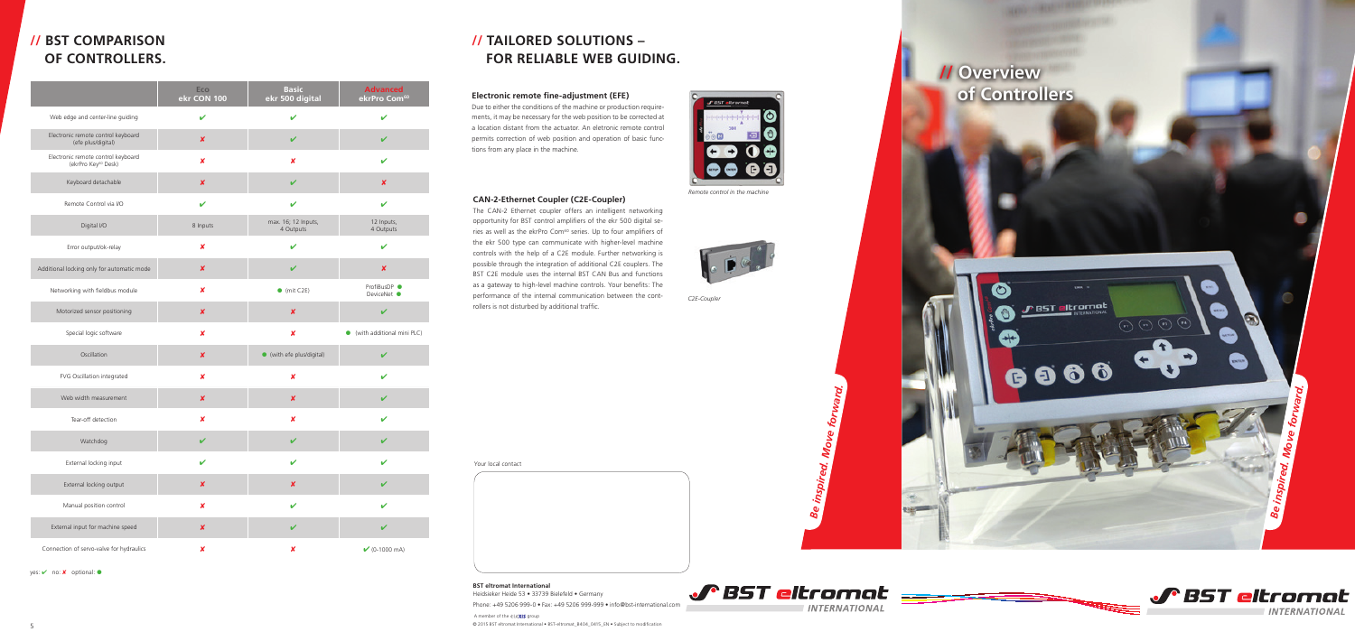# // BST COMPARISON OF CONTROLLERS.

| | Eco ekr CON 100 | Basic ekr 500 digital | Advanced ekrPro Com[60] |
|---|---|---|---|
| Web edge and center-line guiding | ✔ | ✔ | ✔ |
| Electronic remote control keyboard (efe plus/digital) | ✘ | ✔ | ✔ |
| Electronic remote control keyboard (ekrPro Key[60] Desk) | ✘ | ✘ | ✔ |
| Keyboard detachable | ✘ | ✔ | ✘ |
| Remote Control via I/O | ✔ | ✔ | ✔ |
| Digital I/O | 8 Inputs | max. 16, 12 Inputs, 4 Outputs | 12 Inputs, 4 Outputs |
| Error output/ok-relay | ✘ | ✔ | ✔ |
| Additional locking only for automatic mode | ✘ | ✔ | ✘ |
| Networking with fieldbus module | ✘ | ● (mit C2E) | ProfiBusDP ● DeviceNet ● |
| Motorized sensor positioning | ✘ | ✘ | ✔ |
| Special logic software | ✘ | ✘ | ● (with additional mini PLC) |
| Oscillation | ✘ | ● (with efe plus/digital) | ✔ |
| FVG Oscillation integrated | ✘ | ✘ | ✔ |
| Web width measurement | ✘ | ✘ | ✔ |
| Tear-off detection | ✘ | ✘ | ✔ |
| Watchdog | ✔ | ✔ | ✔ |
| External locking input | ✔ | ✔ | ✔ |
| External locking output | ✘ | ✘ | ✔ |
| Manual position control | ✘ | ✔ | ✔ |
| External input for machine speed | ✘ | ✔ | ✔ |
| Connection of servo-valve for hydraulics | ✘ | ✘ | ✔ (0-1000 mA) |

yes: ✔ no: ✘ optional: ●

# // TAILORED SOLUTIONS – FOR RELIABLE WEB GUIDING.

### Electronic remote fine-adjustment (EFE)

Due to either the conditions of the machine or production requirements, it may be necessary for the web position to be corrected at a location distant from the actuator. An eletronic remote control permits correction of web position and operation of basic functions from any place in the machine.

*Remote control in the machine*

### CAN-2-Ethernet Coupler (C2E-Coupler)

The CAN-2 Ethernet coupler offers an intelligent networking opportunity for BST control amplifiers of the ekr 500 digital series as well as the ekrPro Com[60] series. Up to four amplifiers of the ekr 500 type can communicate with higher-level machine controls with the help of a C2E module. Further networking is possible through the integration of additional C2E couplers. The BST C2E module uses the internal BST CAN Bus and functions as a gateway to high-level machine controls. Your benefits: The performance of the internal communication between the controllers is not disturbed by additional traffic.

*C2E-Coupler*

Your local contact

**BST eltromat International**
Heidsieker Heide 53 • 33739 Bielefeld • Germany
Phone: +49 5206 999-0 • Fax: +49 5206 999-999 • info@bst-international.com

A member of the ELEXIS group
© 2015 BST eltromat International • BST-eltromat_B404_0415_EN • Subject to modification

Be inspired. Move forward.

# // Overview of Controllers

Be inspired. Move forward.

BST eltromat INTERNATIONAL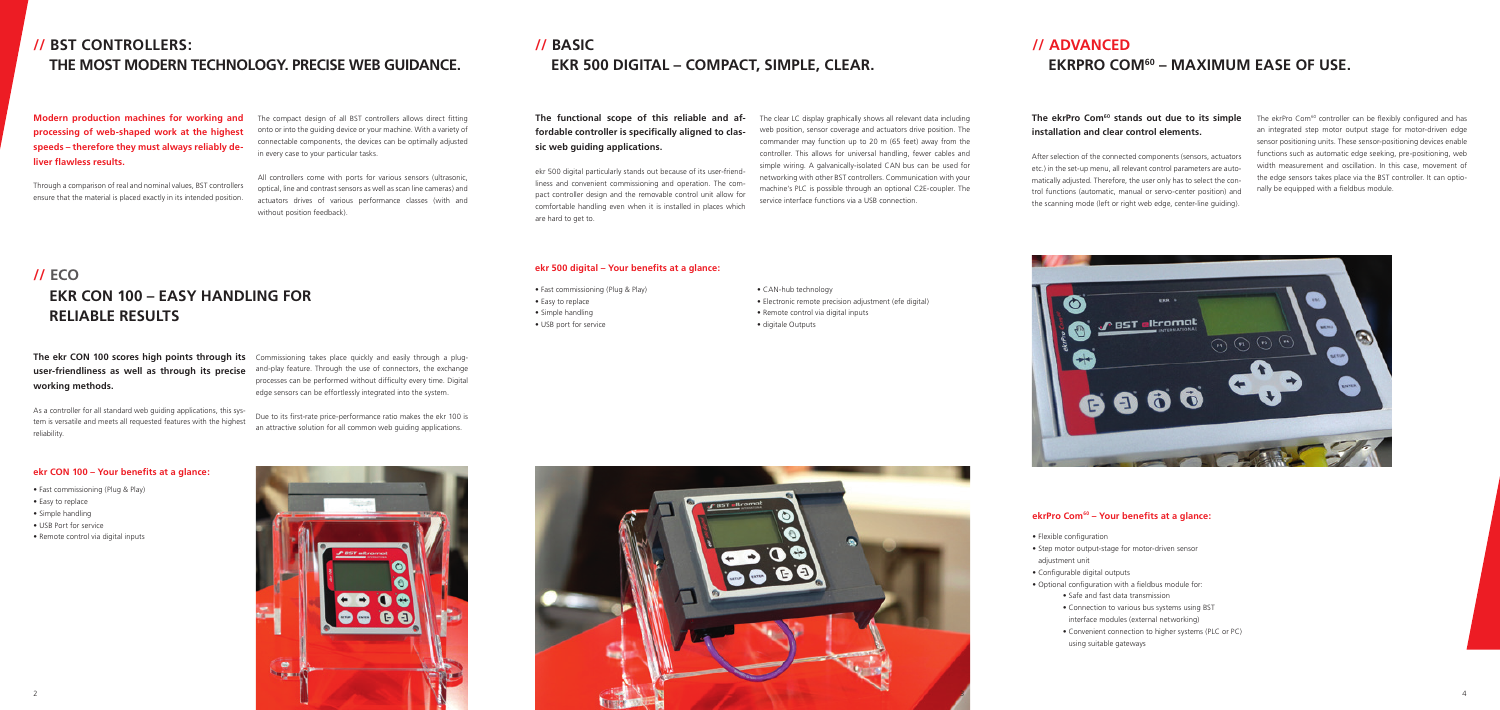## // BST CONTROLLERS: THE MOST MODERN TECHNOLOGY. PRECISE WEB GUIDANCE.

**Modern production machines for working and processing of web-shaped work at the highest speeds – therefore they must always reliably deliver flawless results.**

Through a comparison of real and nominal values, BST controllers ensure that the material is placed exactly in its intended position.

The compact design of all BST controllers allows direct fitting onto or into the guiding device or your machine. With a variety of connectable components, the devices can be optimally adjusted in every case to your particular tasks.

All controllers come with ports for various sensors (ultrasonic, optical, line and contrast sensors as well as scan line cameras) and actuators drives of various performance classes (with and without position feedback).

## // ECO EKR CON 100 – EASY HANDLING FOR RELIABLE RESULTS

**The ekr CON 100 scores high points through its user-friendliness as well as through its precise working methods.**

As a controller for all standard web guiding applications, this system is versatile and meets all requested features with the highest reliability.

Commissioning takes place quickly and easily through a plug-and-play feature. Through the use of connectors, the exchange processes can be performed without difficulty every time. Digital edge sensors can be effortlessly integrated into the system.

Due to its first-rate price-performance ratio makes the ekr 100 is an attractive solution for all common web guiding applications.

### ekr CON 100 – Your benefits at a glance:

- Fast commissioning (Plug & Play)
- Easy to replace
- Simple handling
- USB Port for service
- Remote control via digital inputs

## // BASIC EKR 500 DIGITAL – COMPACT, SIMPLE, CLEAR.

**The functional scope of this reliable and affordable controller is specifically aligned to classic web guiding applications.**

ekr 500 digital particularly stands out because of its user-friendliness and convenient commissioning and operation. The compact controller design and the removable control unit allow for comfortable handling even when it is installed in places which are hard to get to.

The clear LC display graphically shows all relevant data including web position, sensor coverage and actuators drive position. The commander may function up to 20 m (65 feet) away from the controller. This allows for universal handling, fewer cables and simple wiring. A galvanically-isolated CAN bus can be used for networking with other BST controllers. Communication with your machine's PLC is possible through an optional C2E-coupler. The service interface functions via a USB connection.

### ekr 500 digital – Your benefits at a glance:

- Fast commissioning (Plug & Play)
- Easy to replace
- Simple handling
- USB port for service
- CAN-hub technology
- Electronic remote precision adjustment (efe digital)
- Remote control via digital inputs
- digitale Outputs

## // ADVANCED EKRPRO COM$^{60}$ – MAXIMUM EASE OF USE.

**The ekrPro Com$^{60}$ stands out due to its simple installation and clear control elements.**

After selection of the connected components (sensors, actuators etc.) in the set-up menu, all relevant control parameters are automatically adjusted. Therefore, the user only has to select the control functions (automatic, manual or servo-center position) and the scanning mode (left or right web edge, center-line guiding).

The ekrPro Com$^{60}$ controller can be flexibly configured and has an integrated step motor output stage for motor-driven edge sensor positioning units. These sensor-positioning devices enable functions such as automatic edge seeking, pre-positioning, web width measurement and oscillation. In this case, movement of the edge sensors takes place via the BST controller. It can optionally be equipped with a fieldbus module.

### ekrPro Com$^{60}$ – Your benefits at a glance:

- Flexible configuration
- Step motor output-stage for motor-driven sensor adjustment unit
- Configurable digital outputs
- Optional configuration with a fieldbus module for:
  - Safe and fast data transmission
  - Connection to various bus systems using BST interface modules (external networking)
  - Convenient connection to higher systems (PLC or PC) using suitable gateways